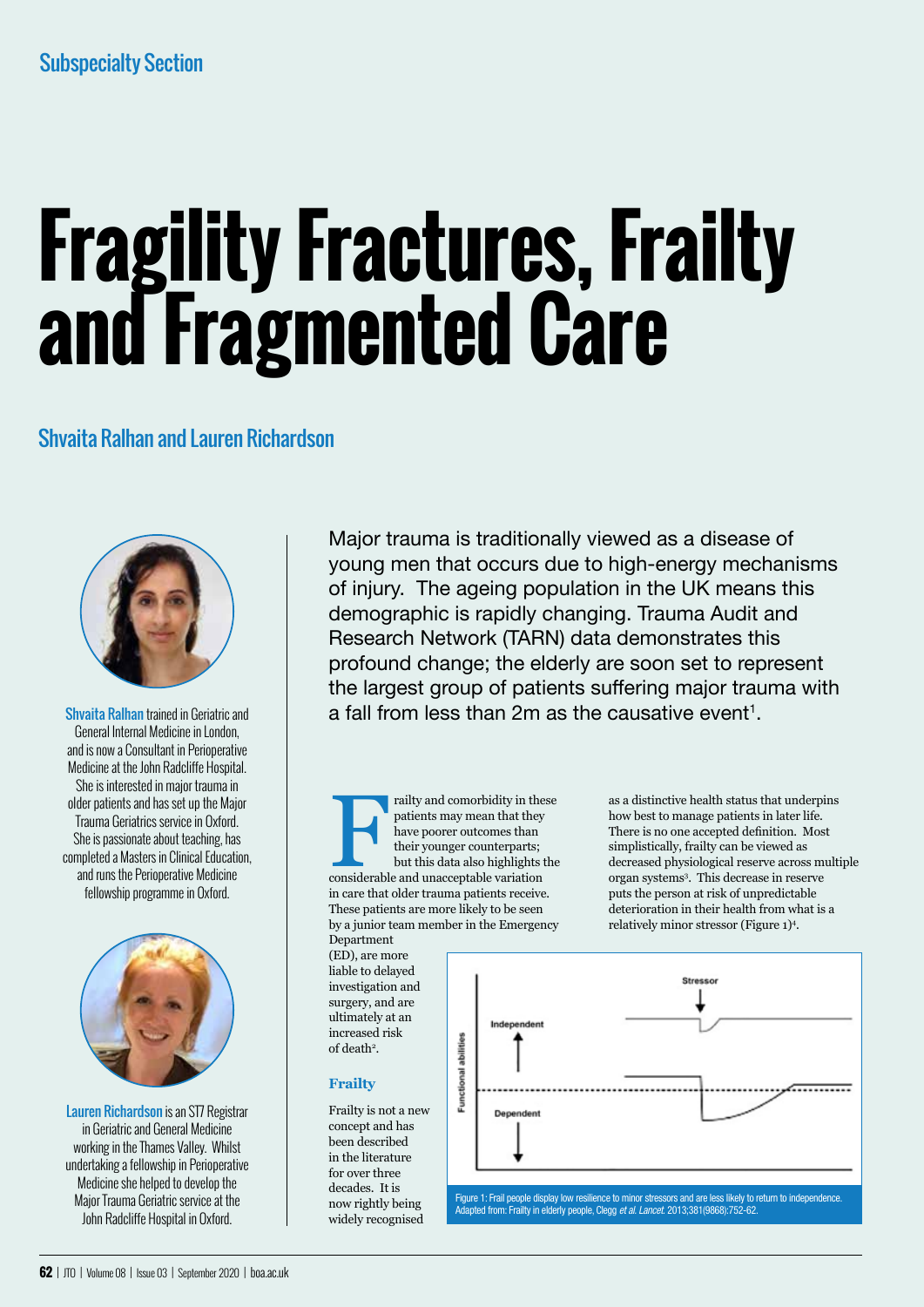Subspecialty Section

# Fragility Fractures, Frailty and Fragmented Care

## Shvaita Ralhan and Lauren Richardson

Shvaita Ralhan trained in Geriatric and General Internal Medicine in London, and is now a Consultant in Perioperative Medicine at the John Radcliffe Hospital. She is interested in major trauma in older patients and has set up the Major Trauma Geriatrics service in Oxford. She is passionate about teaching, has completed a Masters in Clinical Education, and runs the Perioperative Medicine fellowship programme in Oxford.

Lauren Richardson is an ST7 Registrar in Geriatric and General Medicine working in the Thames Valley. Whilst undertaking a fellowship in Perioperative Medicine she helped to develop the Major Trauma Geriatric service at the John Radcliffe Hospital in Oxford.

Major trauma is traditionally viewed as a disease of young men that occurs due to high-energy mechanisms of injury. The ageing population in the UK means this demographic is rapidly changing. Trauma Audit and Research Network (TARN) data demonstrates this profound change; the elderly are soon set to represent the largest group of patients suffering major trauma with a fall from less than 2m as the causative event[1].

Frailty and comorbidity in these patients may mean that they have poorer outcomes than their younger counterparts; but this data also highlights the considerable and unacceptable variation in care that older trauma patients receive. These patients are more likely to be seen by a junior team member in the Emergency Department (ED), are more liable to delayed investigation and surgery, and are ultimately at an increased risk of death[2].

### Frailty

Frailty is not a new concept and has been described in the literature for over three decades. It is now rightly being widely recognised as a distinctive health status that underpins how best to manage patients in later life. There is no one accepted definition. Most simplistically, frailty can be viewed as decreased physiological reserve across multiple organ systems[3]. This decrease in reserve puts the person at risk of unpredictable deterioration in their health from what is a relatively minor stressor (Figure 1)[4].

Figure 1: Frail people display low resilience to minor stressors and are less likely to return to independence. Adapted from: Frailty in elderly people, Clegg *et al. Lancet.* 2013;381(9868):752-62.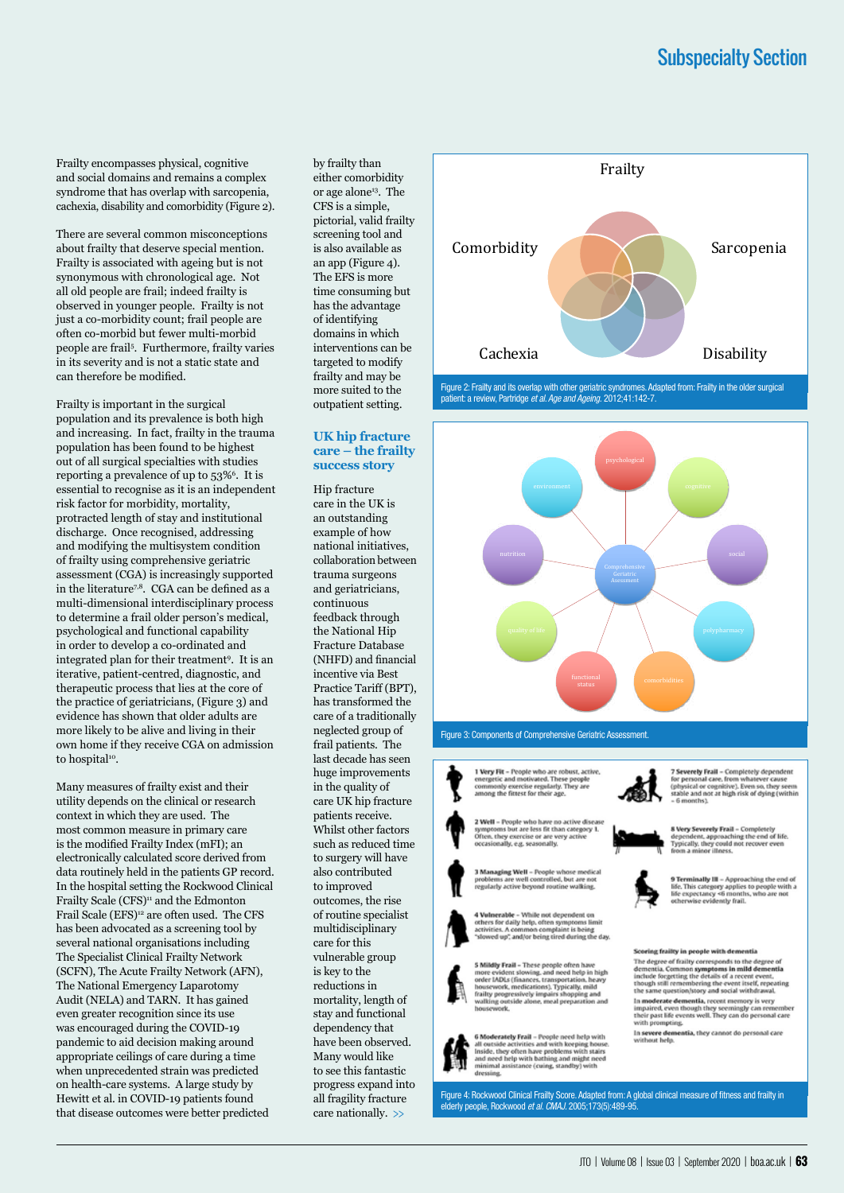Frailty encompasses physical, cognitive and social domains and remains a complex syndrome that has overlap with sarcopenia, cachexia, disability and comorbidity (Figure 2).

There are several common misconceptions about frailty that deserve special mention. Frailty is associated with ageing but is not synonymous with chronological age. Not all old people are frail; indeed frailty is observed in younger people. Frailty is not just a co-morbidity count; frail people are often co-morbid but fewer multi-morbid people are frail[5]. Furthermore, frailty varies in its severity and is not a static state and can therefore be modified.

Frailty is important in the surgical population and its prevalence is both high and increasing. In fact, frailty in the trauma population has been found to be highest out of all surgical specialties with studies reporting a prevalence of up to 53%[6]. It is essential to recognise as it is an independent risk factor for morbidity, mortality, protracted length of stay and institutional discharge. Once recognised, addressing and modifying the multisystem condition of frailty using comprehensive geriatric assessment (CGA) is increasingly supported in the literature[7,8]. CGA can be defined as a multi-dimensional interdisciplinary process to determine a frail older person's medical, psychological and functional capability in order to develop a co-ordinated and integrated plan for their treatment[9]. It is an iterative, patient-centred, diagnostic, and therapeutic process that lies at the core of the practice of geriatricians, (Figure 3) and evidence has shown that older adults are more likely to be alive and living in their own home if they receive CGA on admission to hospital[10].

Many measures of frailty exist and their utility depends on the clinical or research context in which they are used. The most common measure in primary care is the modified Frailty Index (mFI); an electronically calculated score derived from data routinely held in the patients GP record. In the hospital setting the Rockwood Clinical Frailty Scale (CFS)[11] and the Edmonton Frail Scale (EFS)[12] are often used. The CFS has been advocated as a screening tool by several national organisations including The Specialist Clinical Frailty Network (SCFN), The Acute Frailty Network (AFN), The National Emergency Laparotomy Audit (NELA) and TARN. It has gained even greater recognition since its use was encouraged during the COVID-19 pandemic to aid decision making around appropriate ceilings of care during a time when unprecedented strain was predicted on health-care systems. A large study by Hewitt et al. in COVID-19 patients found that disease outcomes were better predicted by frailty than either comorbidity or age alone[13]. The CFS is a simple, pictorial, valid frailty screening tool and is also available as an app (Figure 4). The EFS is more time consuming but has the advantage of identifying domains in which interventions can be targeted to modify frailty and may be more suited to the outpatient setting.

### UK hip fracture care – the frailty success story

Hip fracture care in the UK is an outstanding example of how national initiatives, collaboration between trauma surgeons and geriatricians, continuous feedback through the National Hip Fracture Database (NHFD) and financial incentive via Best Practice Tariff (BPT), has transformed the care of a traditionally neglected group of frail patients. The last decade has seen huge improvements in the quality of care UK hip fracture patients receive. Whilst other factors such as reduced time to surgery will have also contributed to improved outcomes, the rise of routine specialist multidisciplinary care for this vulnerable group is key to the reductions in mortality, length of stay and functional dependency that have been observed. Many would like to see this fantastic progress expand into all fragility fracture care nationally. >>

Figure 2: Frailty and its overlap with other geriatric syndromes. Adapted from: Frailty in the older surgical patient: a review, Partridge *et al. Age and Ageing.* 2012;41:142-7.

Figure 3: Components of Comprehensive Geriatric Assessment.

Figure 4: Rockwood Clinical Frailty Score. Adapted from: A global clinical measure of fitness and frailty in elderly people, Rockwood *et al. CMAJ.* 2005;173(5):489-95.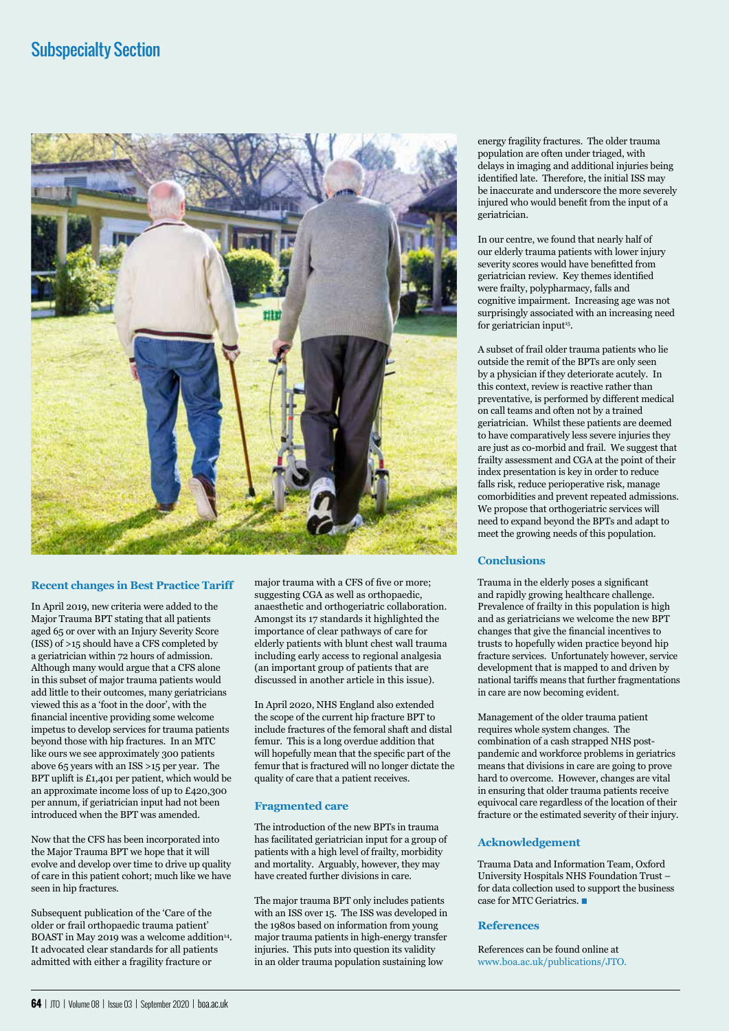## Recent changes in Best Practice Tariff

In April 2019, new criteria were added to the Major Trauma BPT stating that all patients aged 65 or over with an Injury Severity Score (ISS) of >15 should have a CFS completed by a geriatrician within 72 hours of admission. Although many would argue that a CFS alone in this subset of major trauma patients would add little to their outcomes, many geriatricians viewed this as a 'foot in the door', with the financial incentive providing some welcome impetus to develop services for trauma patients beyond those with hip fractures. In an MTC like ours we see approximately 300 patients above 65 years with an ISS >15 per year. The BPT uplift is £1,401 per patient, which would be an approximate income loss of up to £420,300 per annum, if geriatrician input had not been introduced when the BPT was amended.

Now that the CFS has been incorporated into the Major Trauma BPT we hope that it will evolve and develop over time to drive up quality of care in this patient cohort; much like we have seen in hip fractures.

Subsequent publication of the 'Care of the older or frail orthopaedic trauma patient' BOAST in May 2019 was a welcome addition[14]. It advocated clear standards for all patients admitted with either a fragility fracture or major trauma with a CFS of five or more; suggesting CGA as well as orthopaedic, anaesthetic and orthogeriatric collaboration. Amongst its 17 standards it highlighted the importance of clear pathways of care for elderly patients with blunt chest wall trauma including early access to regional analgesia (an important group of patients that are discussed in another article in this issue).

In April 2020, NHS England also extended the scope of the current hip fracture BPT to include fractures of the femoral shaft and distal femur. This is a long overdue addition that will hopefully mean that the specific part of the femur that is fractured will no longer dictate the quality of care that a patient receives.

## Fragmented care

The introduction of the new BPTs in trauma has facilitated geriatrician input for a group of patients with a high level of frailty, morbidity and mortality. Arguably, however, they may have created further divisions in care.

The major trauma BPT only includes patients with an ISS over 15. The ISS was developed in the 1980s based on information from young major trauma patients in high-energy transfer injuries. This puts into question its validity in an older trauma population sustaining low energy fragility fractures. The older trauma population are often under triaged, with delays in imaging and additional injuries being identified late. Therefore, the initial ISS may be inaccurate and underscore the more severely injured who would benefit from the input of a geriatrician.

In our centre, we found that nearly half of our elderly trauma patients with lower injury severity scores would have benefitted from geriatrician review. Key themes identified were frailty, polypharmacy, falls and cognitive impairment. Increasing age was not surprisingly associated with an increasing need for geriatrician input[15].

A subset of frail older trauma patients who lie outside the remit of the BPTs are only seen by a physician if they deteriorate acutely. In this context, review is reactive rather than preventative, is performed by different medical on call teams and often not by a trained geriatrician. Whilst these patients are deemed to have comparatively less severe injuries they are just as co-morbid and frail. We suggest that frailty assessment and CGA at the point of their index presentation is key in order to reduce falls risk, reduce perioperative risk, manage comorbidities and prevent repeated admissions. We propose that orthogeriatric services will need to expand beyond the BPTs and adapt to meet the growing needs of this population.

## Conclusions

Trauma in the elderly poses a significant and rapidly growing healthcare challenge. Prevalence of frailty in this population is high and as geriatricians we welcome the new BPT changes that give the financial incentives to trusts to hopefully widen practice beyond hip fracture services. Unfortunately however, service development that is mapped to and driven by national tariffs means that further fragmentations in care are now becoming evident.

Management of the older trauma patient requires whole system changes. The combination of a cash strapped NHS post-pandemic and workforce problems in geriatrics means that divisions in care are going to prove hard to overcome. However, changes are vital in ensuring that older trauma patients receive equivocal care regardless of the location of their fracture or the estimated severity of their injury.

## Acknowledgement

Trauma Data and Information Team, Oxford University Hospitals NHS Foundation Trust – for data collection used to support the business case for MTC Geriatrics. ■

## References

References can be found online at www.boa.ac.uk/publications/JTO.